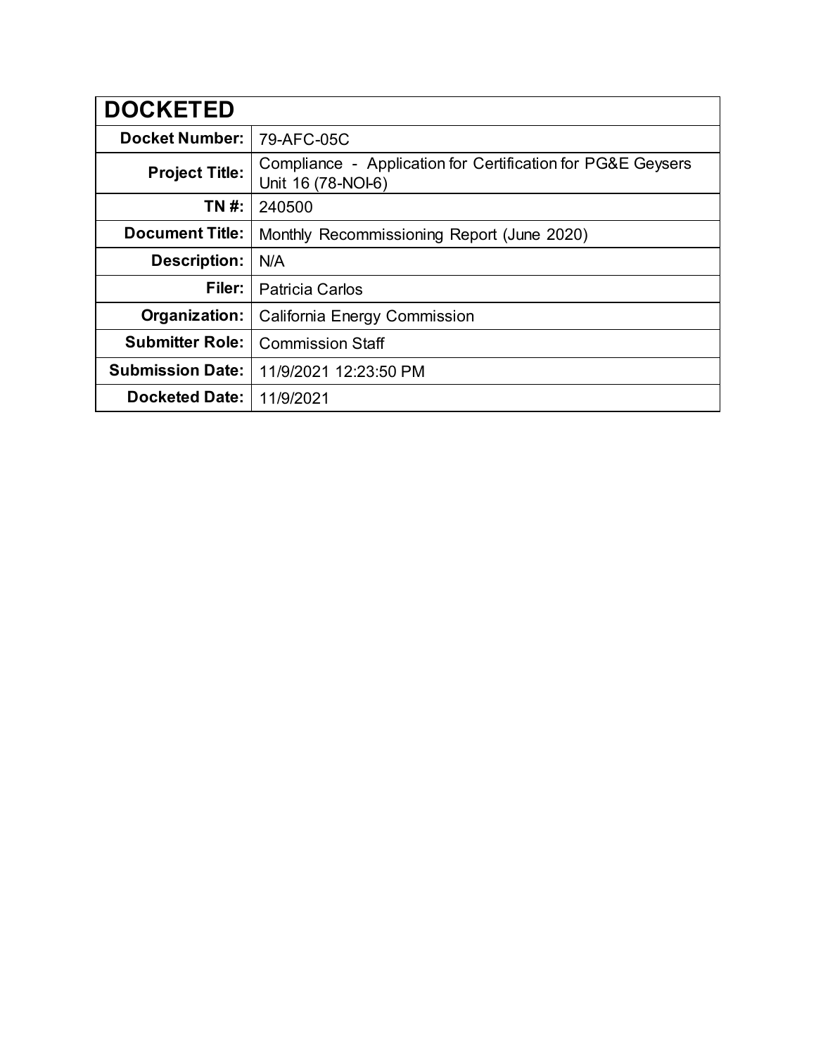| DOCKETED | |
|---|---|
| **Docket Number:** | 79-AFC-05C |
| **Project Title:** | Compliance - Application for Certification for PG&E Geysers Unit 16 (78-NOI-6) |
| **TN #:** | 240500 |
| **Document Title:** | Monthly Recommissioning Report (June 2020) |
| **Description:** | N/A |
| **Filer:** | Patricia Carlos |
| **Organization:** | California Energy Commission |
| **Submitter Role:** | Commission Staff |
| **Submission Date:** | 11/9/2021 12:23:50 PM |
| **Docketed Date:** | 11/9/2021 |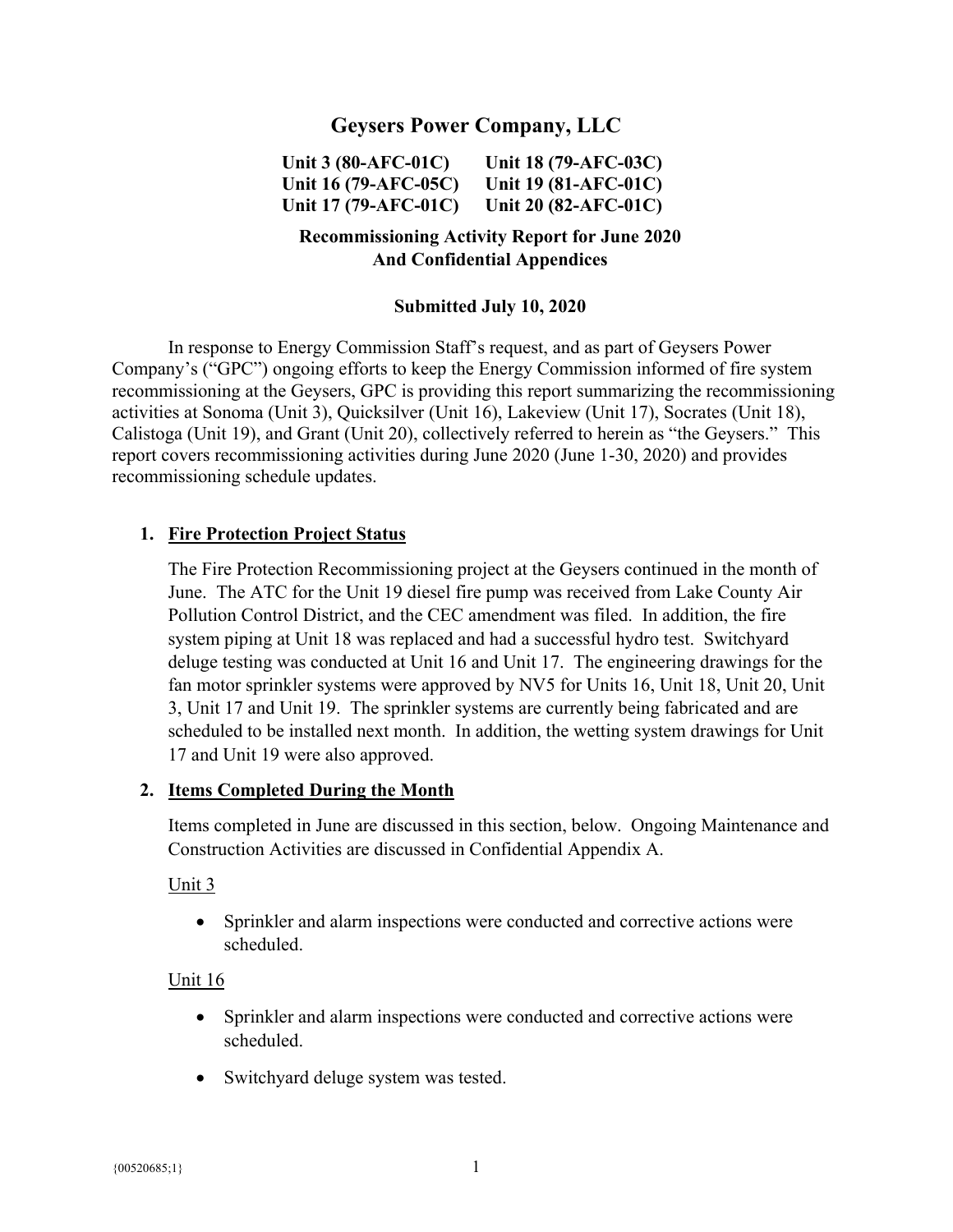# Geysers Power Company, LLC

**Unit 3 (80-AFC-01C) Unit 18 (79-AFC-03C)**
**Unit 16 (79-AFC-05C) Unit 19 (81-AFC-01C)**
**Unit 17 (79-AFC-01C) Unit 20 (82-AFC-01C)**

**Recommissioning Activity Report for June 2020**
**And Confidential Appendices**

**Submitted July 10, 2020**

In response to Energy Commission Staff's request, and as part of Geysers Power Company's ("GPC") ongoing efforts to keep the Energy Commission informed of fire system recommissioning at the Geysers, GPC is providing this report summarizing the recommissioning activities at Sonoma (Unit 3), Quicksilver (Unit 16), Lakeview (Unit 17), Socrates (Unit 18), Calistoga (Unit 19), and Grant (Unit 20), collectively referred to herein as "the Geysers." This report covers recommissioning activities during June 2020 (June 1-30, 2020) and provides recommissioning schedule updates.

## 1. Fire Protection Project Status

The Fire Protection Recommissioning project at the Geysers continued in the month of June. The ATC for the Unit 19 diesel fire pump was received from Lake County Air Pollution Control District, and the CEC amendment was filed. In addition, the fire system piping at Unit 18 was replaced and had a successful hydro test. Switchyard deluge testing was conducted at Unit 16 and Unit 17. The engineering drawings for the fan motor sprinkler systems were approved by NV5 for Units 16, Unit 18, Unit 20, Unit 3, Unit 17 and Unit 19. The sprinkler systems are currently being fabricated and are scheduled to be installed next month. In addition, the wetting system drawings for Unit 17 and Unit 19 were also approved.

## 2. Items Completed During the Month

Items completed in June are discussed in this section, below. Ongoing Maintenance and Construction Activities are discussed in Confidential Appendix A.

Unit 3

- Sprinkler and alarm inspections were conducted and corrective actions were scheduled.

Unit 16

- Sprinkler and alarm inspections were conducted and corrective actions were scheduled.
- Switchyard deluge system was tested.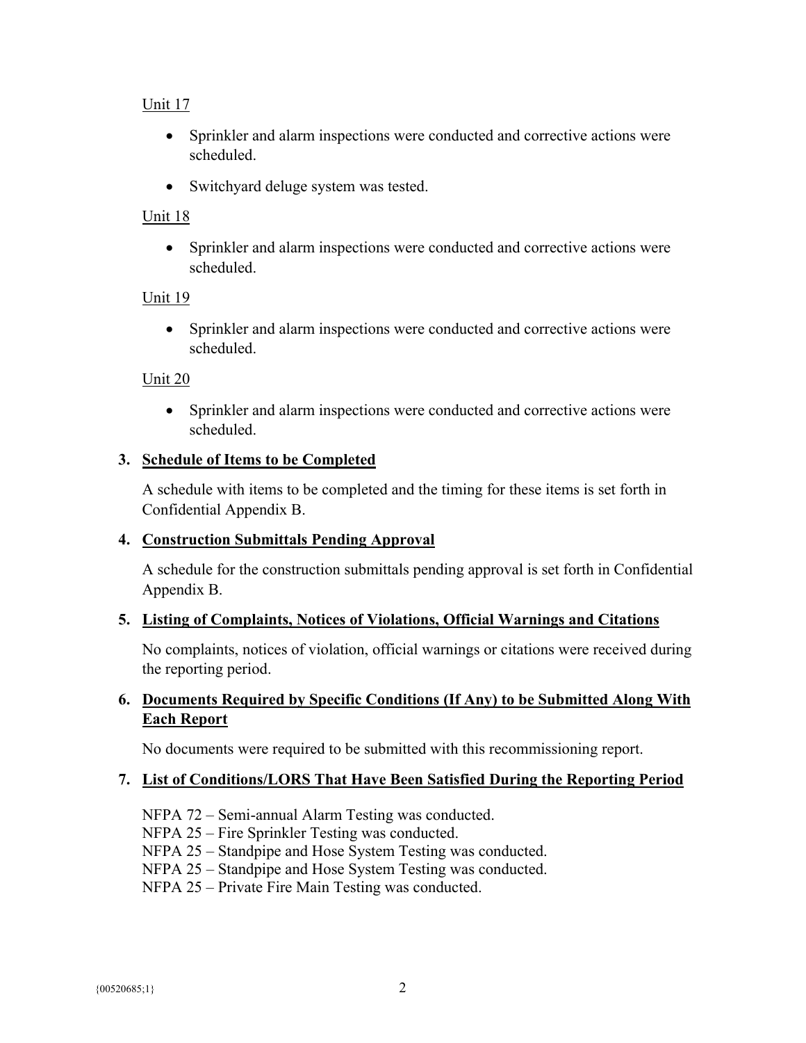Unit 17

- Sprinkler and alarm inspections were conducted and corrective actions were scheduled.
- Switchyard deluge system was tested.

Unit 18

- Sprinkler and alarm inspections were conducted and corrective actions were scheduled.

Unit 19

- Sprinkler and alarm inspections were conducted and corrective actions were scheduled.

Unit 20

- Sprinkler and alarm inspections were conducted and corrective actions were scheduled.

**3. Schedule of Items to be Completed**

A schedule with items to be completed and the timing for these items is set forth in Confidential Appendix B.

**4. Construction Submittals Pending Approval**

A schedule for the construction submittals pending approval is set forth in Confidential Appendix B.

**5. Listing of Complaints, Notices of Violations, Official Warnings and Citations**

No complaints, notices of violation, official warnings or citations were received during the reporting period.

**6. Documents Required by Specific Conditions (If Any) to be Submitted Along With Each Report**

No documents were required to be submitted with this recommissioning report.

**7. List of Conditions/LORS That Have Been Satisfied During the Reporting Period**

NFPA 72 – Semi-annual Alarm Testing was conducted.
NFPA 25 – Fire Sprinkler Testing was conducted.
NFPA 25 – Standpipe and Hose System Testing was conducted.
NFPA 25 – Standpipe and Hose System Testing was conducted.
NFPA 25 – Private Fire Main Testing was conducted.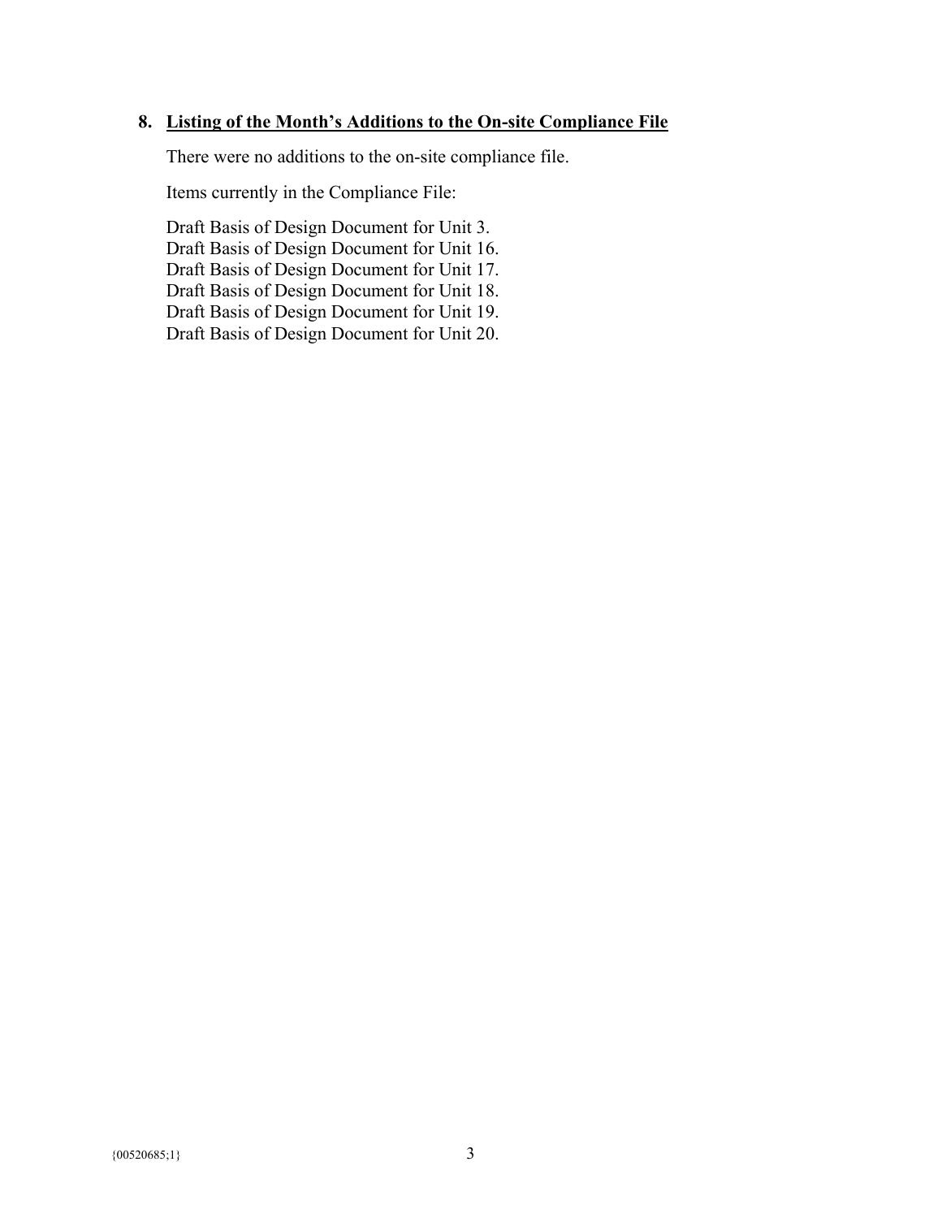## 8. Listing of the Month's Additions to the On-site Compliance File

There were no additions to the on-site compliance file.

Items currently in the Compliance File:

Draft Basis of Design Document for Unit 3.
Draft Basis of Design Document for Unit 16.
Draft Basis of Design Document for Unit 17.
Draft Basis of Design Document for Unit 18.
Draft Basis of Design Document for Unit 19.
Draft Basis of Design Document for Unit 20.